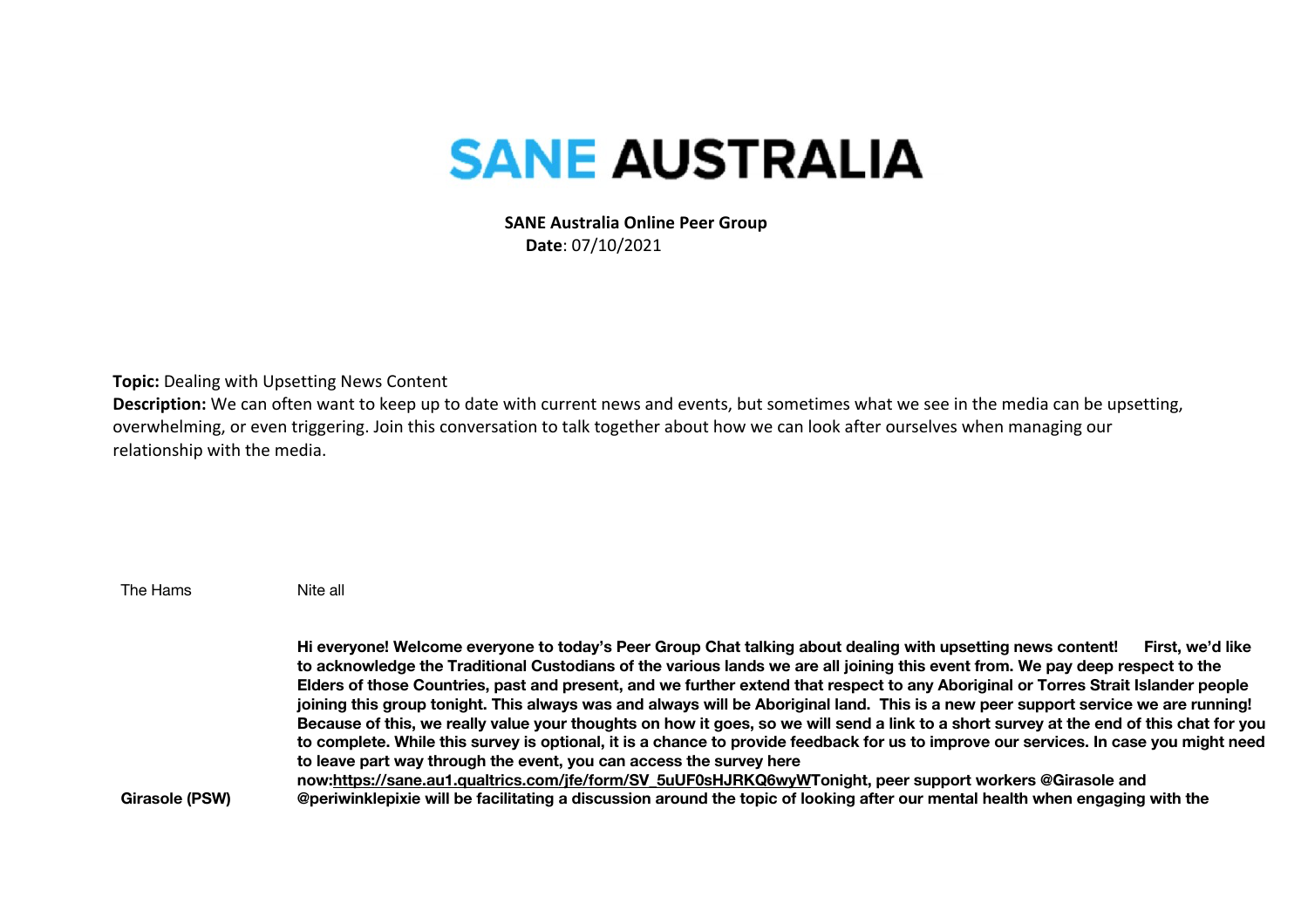# SANE AUSTRALIA

**SANE Australia Online Peer Group**
**Date**: 07/10/2021

**Topic:** Dealing with Upsetting News Content
**Description:** We can often want to keep up to date with current news and events, but sometimes what we see in the media can be upsetting, overwhelming, or even triggering. Join this conversation to talk together about how we can look after ourselves when managing our relationship with the media.

| | |
|---|---|
| The Hams | Nite all |
| **Girasole (PSW)** | **Hi everyone! Welcome everyone to today's Peer Group Chat talking about dealing with upsetting news content! First, we'd like to acknowledge the Traditional Custodians of the various lands we are all joining this event from. We pay deep respect to the Elders of those Countries, past and present, and we further extend that respect to any Aboriginal or Torres Strait Islander people joining this group tonight. This always was and always will be Aboriginal land. This is a new peer support service we are running! Because of this, we really value your thoughts on how it goes, so we will send a link to a short survey at the end of this chat for you to complete. While this survey is optional, it is a chance to provide feedback for us to improve our services. In case you might need to leave part way through the event, you can access the survey here now:https://sane.au1.qualtrics.com/jfe/form/SV_5uUF0sHJRKQ6wyWTonight, peer support workers @Girasole and @periwinklepixie will be facilitating a discussion around the topic of looking after our mental health when engaging with the** |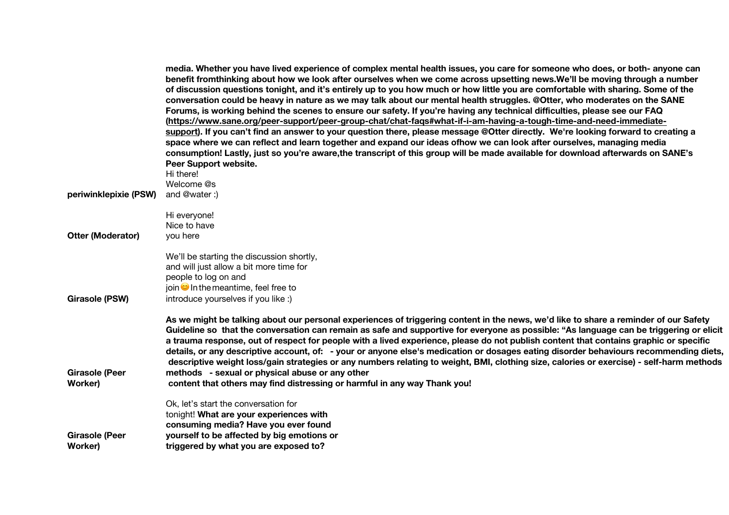| | |
|---|---|
| | **media. Whether you have lived experience of complex mental health issues, you care for someone who does, or both- anyone can benefit fromthinking about how we look after ourselves when we come across upsetting news.We'll be moving through a number of discussion questions tonight, and it's entirely up to you how much or how little you are comfortable with sharing. Some of the conversation could be heavy in nature as we may talk about our mental health struggles. @Otter, who moderates on the SANE Forums, is working behind the scenes to ensure our safety. If you're having any technical difficulties, please see our FAQ (https://www.sane.org/peer-support/peer-group-chat/chat-faqs#what-if-i-am-having-a-tough-time-and-need-immediate-support). If you can't find an answer to your question there, please message @Otter directly. We're looking forward to creating a space where we can reflect and learn together and expand our ideas ofhow we can look after ourselves, managing media consumption! Lastly, just so you're aware,the transcript of this group will be made available for download afterwards on SANE's Peer Support website.** |
| periwinklepixie (PSW) | Hi there! Welcome @s and @water :) |
| Otter (Moderator) | Hi everyone! Nice to have you here |
| Girasole (PSW) | We'll be starting the discussion shortly, and will just allow a bit more time for people to log on and join😊 In the meantime, feel free to introduce yourselves if you like :) |
| Girasole (Peer Worker) | **As we might be talking about our personal experiences of triggering content in the news, we'd like to share a reminder of our Safety Guideline so that the conversation can remain as safe and supportive for everyone as possible: "As language can be triggering or elicit a trauma response, out of respect for people with a lived experience, please do not publish content that contains graphic or specific details, or any descriptive account, of: - your or anyone else's medication or dosages eating disorder behaviours recommending diets, descriptive weight loss/gain strategies or any numbers relating to weight, BMI, clothing size, calories or exercise) - self-harm methods methods - sexual or physical abuse or any other content that others may find distressing or harmful in any way Thank you!** |
| Girasole (Peer Worker) | Ok, let's start the conversation for tonight! **What are your experiences with consuming media? Have you ever found yourself to be affected by big emotions or triggered by what you are exposed to?** |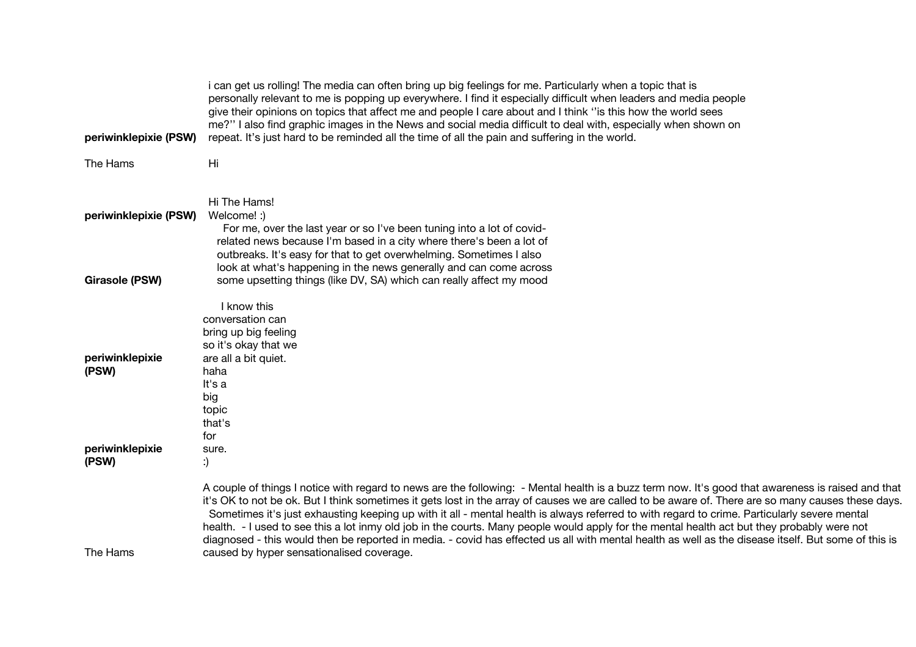| | |
|---|---|
| **periwinklepixie (PSW)** | i can get us rolling! The media can often bring up big feelings for me. Particularly when a topic that is personally relevant to me is popping up everywhere. I find it especially difficult when leaders and media people give their opinions on topics that affect me and people I care about and I think ‘’is this how the world sees me?’’ I also find graphic images in the News and social media difficult to deal with, especially when shown on repeat. It's just hard to be reminded all the time of all the pain and suffering in the world. |
| The Hams | Hi |
| **periwinklepixie (PSW)** | Hi The Hams! Welcome! :) |
| **Girasole (PSW)** | For me, over the last year or so I've been tuning into a lot of covid-related news because I'm based in a city where there's been a lot of outbreaks. It's easy for that to get overwhelming. Sometimes I also look at what's happening in the news generally and can come across some upsetting things (like DV, SA) which can really affect my mood |
| **periwinklepixie (PSW)** | I know this conversation can bring up big feeling so it's okay that we are all a bit quiet. |
| **periwinklepixie (PSW)** | haha It's a big topic that's for sure. :) |
| The Hams | A couple of things I notice with regard to news are the following: - Mental health is a buzz term now. It's good that awareness is raised and that it's OK to not be ok. But I think sometimes it gets lost in the array of causes we are called to be aware of. There are so many causes these days. Sometimes it's just exhausting keeping up with it all - mental health is always referred to with regard to crime. Particularly severe mental health. - I used to see this a lot inmy old job in the courts. Many people would apply for the mental health act but they probably were not diagnosed - this would then be reported in media. - covid has effected us all with mental health as well as the disease itself. But some of this is caused by hyper sensationalised coverage. |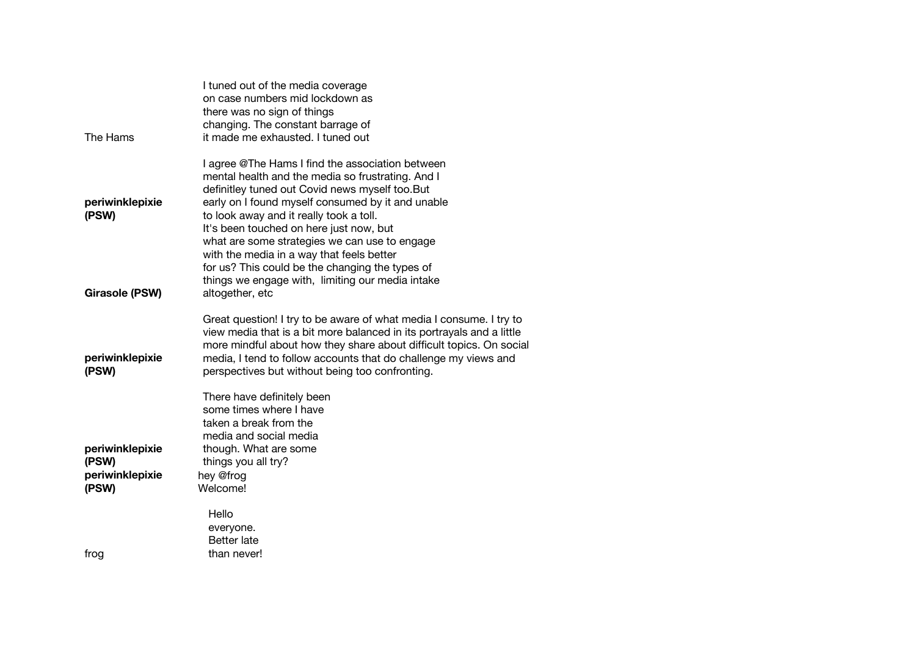| | |
|---|---|
| The Hams | I tuned out of the media coverage on case numbers mid lockdown as there was no sign of things changing. The constant barrage of it made me exhausted. I tuned out |
| **periwinklepixie (PSW)** | I agree @The Hams I find the association between mental health and the media so frustrating. And I definitley tuned out Covid news myself too.But early on I found myself consumed by it and unable to look away and it really took a toll. |
| **Girasole (PSW)** | It's been touched on here just now, but what are some strategies we can use to engage with the media in a way that feels better for us? This could be the changing the types of things we engage with, limiting our media intake altogether, etc |
| **periwinklepixie (PSW)** | Great question! I try to be aware of what media I consume. I try to view media that is a bit more balanced in its portrayals and a little more mindful about how they share about difficult topics. On social media, I tend to follow accounts that do challenge my views and perspectives but without being too confronting. |
| **periwinklepixie (PSW)** | There have definitely been some times where I have taken a break from the media and social media though. What are some things you all try? |
| **periwinklepixie (PSW)** | hey @frog Welcome! |
| frog | Hello everyone. Better late than never! |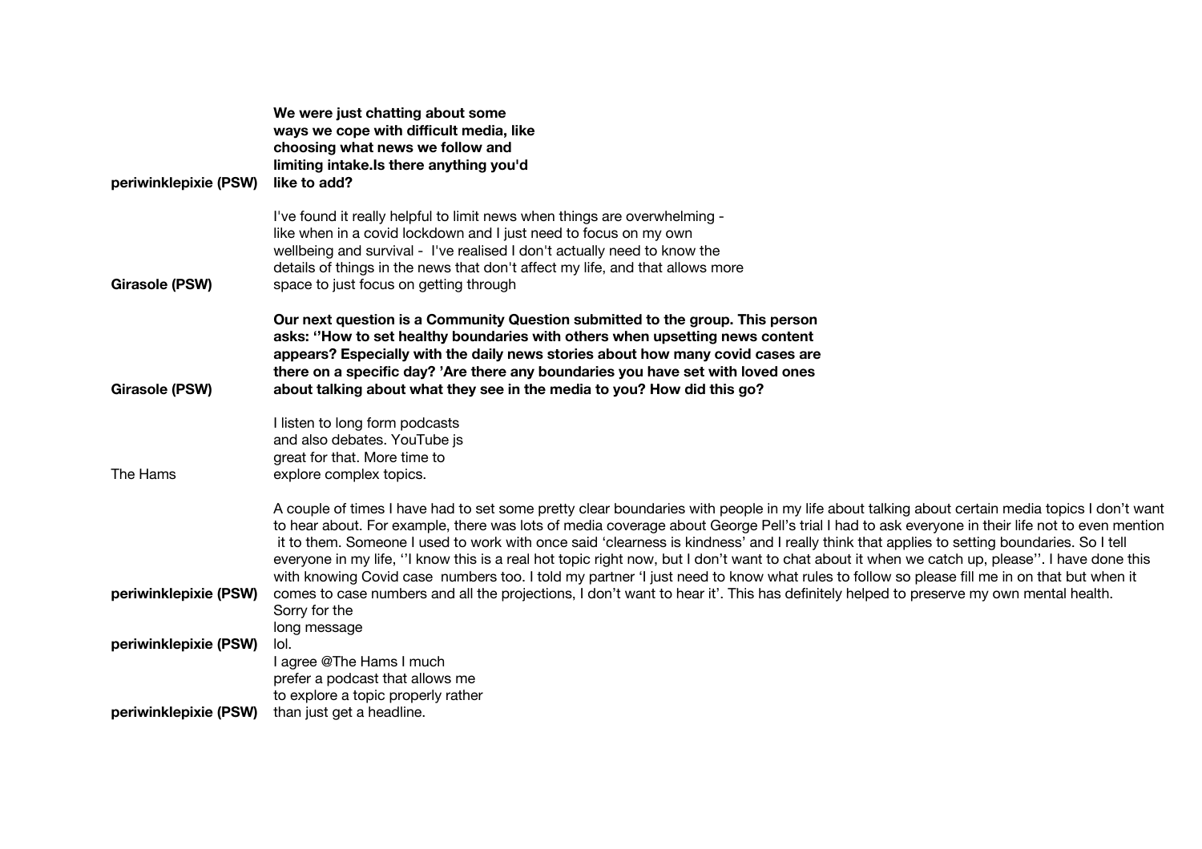**periwinklepixie (PSW)**: **We were just chatting about some ways we cope with difficult media, like choosing what news we follow and limiting intake.Is there anything you'd like to add?**

**Girasole (PSW)**: I've found it really helpful to limit news when things are overwhelming - like when in a covid lockdown and I just need to focus on my own wellbeing and survival - I've realised I don't actually need to know the details of things in the news that don't affect my life, and that allows more space to just focus on getting through

**Girasole (PSW)**: **Our next question is a Community Question submitted to the group. This person asks: ''How to set healthy boundaries with others when upsetting news content appears? Especially with the daily news stories about how many covid cases are there on a specific day? 'Are there any boundaries you have set with loved ones about talking about what they see in the media to you? How did this go?**

The Hams: I listen to long form podcasts and also debates. YouTube js great for that. More time to explore complex topics.

**periwinklepixie (PSW)**: A couple of times I have had to set some pretty clear boundaries with people in my life about talking about certain media topics I don't want to hear about. For example, there was lots of media coverage about George Pell's trial I had to ask everyone in their life not to even mention it to them. Someone I used to work with once said 'clearness is kindness' and I really think that applies to setting boundaries. So I tell everyone in my life, ''I know this is a real hot topic right now, but I don't want to chat about it when we catch up, please''. I have done this with knowing Covid case numbers too. I told my partner 'I just need to know what rules to follow so please fill me in on that but when it comes to case numbers and all the projections, I don't want to hear it'. This has definitely helped to preserve my own mental health.

**periwinklepixie (PSW)**: Sorry for the long message lol.

**periwinklepixie (PSW)**: I agree @The Hams I much prefer a podcast that allows me to explore a topic properly rather than just get a headline.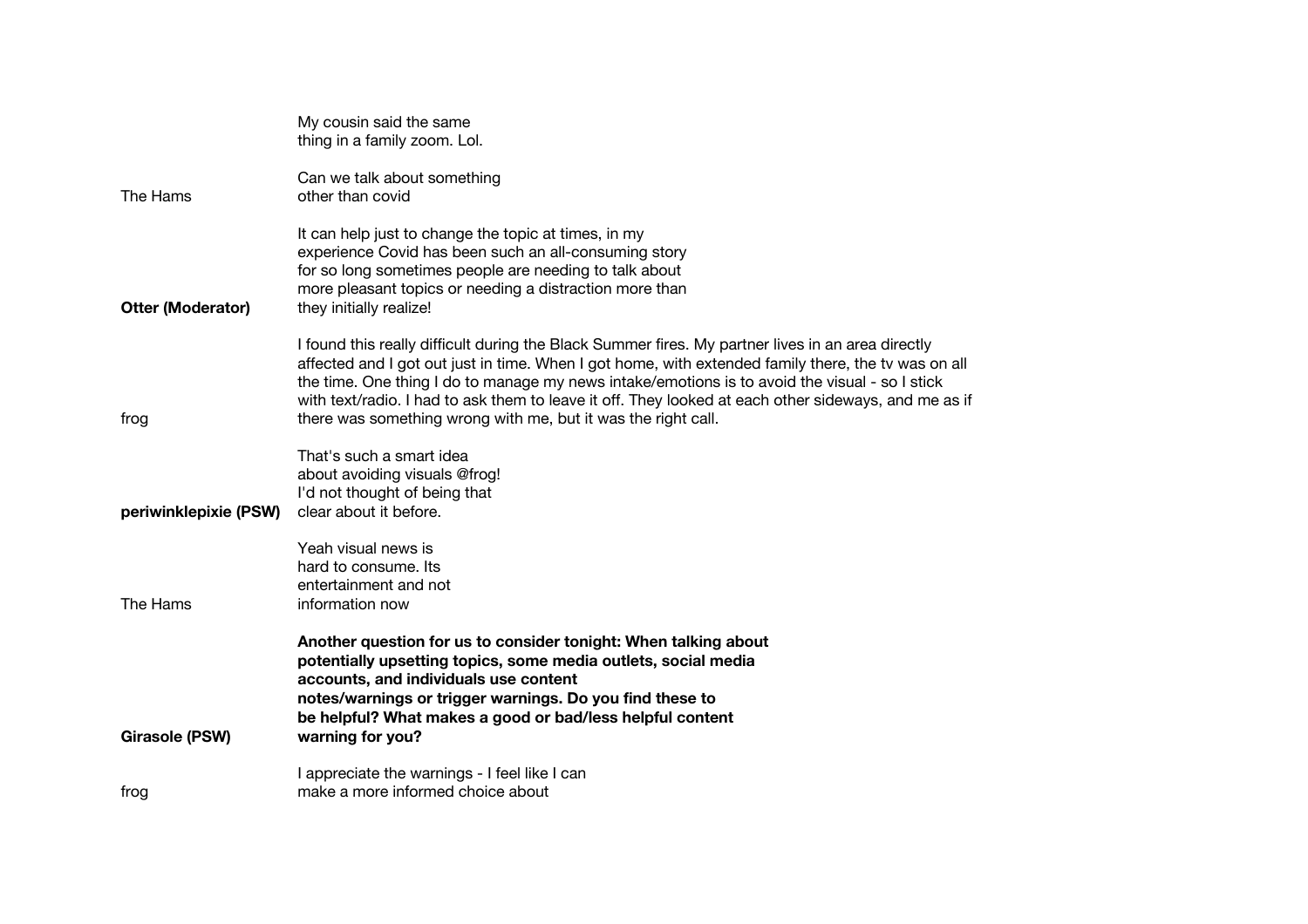| | |
|---|---|
| | My cousin said the same thing in a family zoom. Lol. |
| The Hams | Can we talk about something other than covid |
| **Otter (Moderator)** | It can help just to change the topic at times, in my experience Covid has been such an all-consuming story for so long sometimes people are needing to talk about more pleasant topics or needing a distraction more than they initially realize! |
| frog | I found this really difficult during the Black Summer fires. My partner lives in an area directly affected and I got out just in time. When I got home, with extended family there, the tv was on all the time. One thing I do to manage my news intake/emotions is to avoid the visual - so I stick with text/radio. I had to ask them to leave it off. They looked at each other sideways, and me as if there was something wrong with me, but it was the right call. |
| **periwinklepixie (PSW)** | That's such a smart idea about avoiding visuals @frog! I'd not thought of being that clear about it before. |
| The Hams | Yeah visual news is hard to consume. Its entertainment and not information now |
| **Girasole (PSW)** | **Another question for us to consider tonight: When talking about potentially upsetting topics, some media outlets, social media accounts, and individuals use content notes/warnings or trigger warnings. Do you find these to be helpful? What makes a good or bad/less helpful content warning for you?** |
| frog | I appreciate the warnings - I feel like I can make a more informed choice about |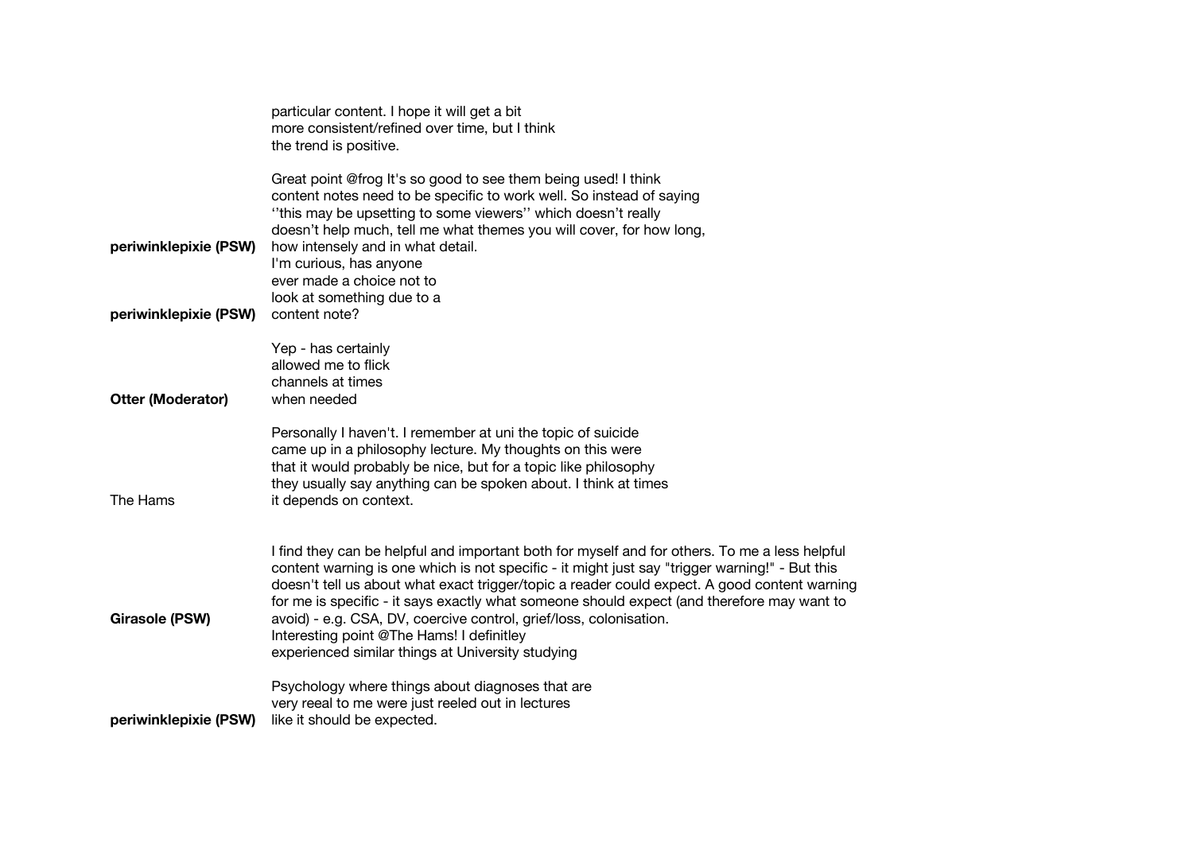| | |
|---|---|
| | particular content. I hope it will get a bit more consistent/refined over time, but I think the trend is positive. |
| **periwinklepixie (PSW)** | Great point @frog It's so good to see them being used! I think content notes need to be specific to work well. So instead of saying ''this may be upsetting to some viewers'' which doesn't really doesn't help much, tell me what themes you will cover, for how long, how intensely and in what detail. |
| **periwinklepixie (PSW)** | I'm curious, has anyone ever made a choice not to look at something due to a content note? |
| **Otter (Moderator)** | Yep - has certainly allowed me to flick channels at times when needed |
| The Hams | Personally I haven't. I remember at uni the topic of suicide came up in a philosophy lecture. My thoughts on this were that it would probably be nice, but for a topic like philosophy they usually say anything can be spoken about. I think at times it depends on context. |
| **Girasole (PSW)** | I find they can be helpful and important both for myself and for others. To me a less helpful content warning is one which is not specific - it might just say "trigger warning!" - But this doesn't tell us about what exact trigger/topic a reader could expect. A good content warning for me is specific - it says exactly what someone should expect (and therefore may want to avoid) - e.g. CSA, DV, coercive control, grief/loss, colonisation. |
| **periwinklepixie (PSW)** | Interesting point @The Hams! I definitley experienced similar things at University studying Psychology where things about diagnoses that are very reeal to me were just reeled out in lectures like it should be expected. |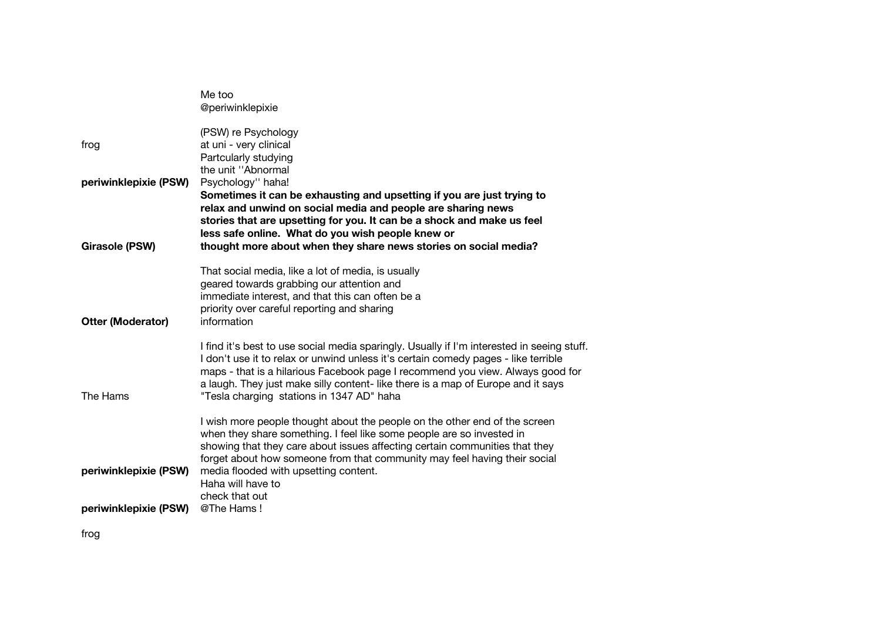| | |
|---|---|
| | Me too<br>@periwinklepixie |
| frog | (PSW) re Psychology<br>at uni - very clinical<br>Partcularly studying<br>the unit ''Abnormal |
| **periwinklepixie (PSW)** | Psychology'' haha! |
| **Girasole (PSW)** | **Sometimes it can be exhausting and upsetting if you are just trying to relax and unwind on social media and people are sharing news stories that are upsetting for you. It can be a shock and make us feel less safe online. What do you wish people knew or thought more about when they share news stories on social media?** |
| **Otter (Moderator)** | That social media, like a lot of media, is usually geared towards grabbing our attention and immediate interest, and that this can often be a priority over careful reporting and sharing information |
| The Hams | I find it's best to use social media sparingly. Usually if I'm interested in seeing stuff. I don't use it to relax or unwind unless it's certain comedy pages - like terrible maps - that is a hilarious Facebook page I recommend you view. Always good for a laugh. They just make silly content- like there is a map of Europe and it says "Tesla charging stations in 1347 AD" haha |
| **periwinklepixie (PSW)** | I wish more people thought about the people on the other end of the screen when they share something. I feel like some people are so invested in showing that they care about issues affecting certain communities that they forget about how someone from that community may feel having their social media flooded with upsetting content. |
| **periwinklepixie (PSW)** | Haha will have to<br>check that out<br>@The Hams ! |
| frog | |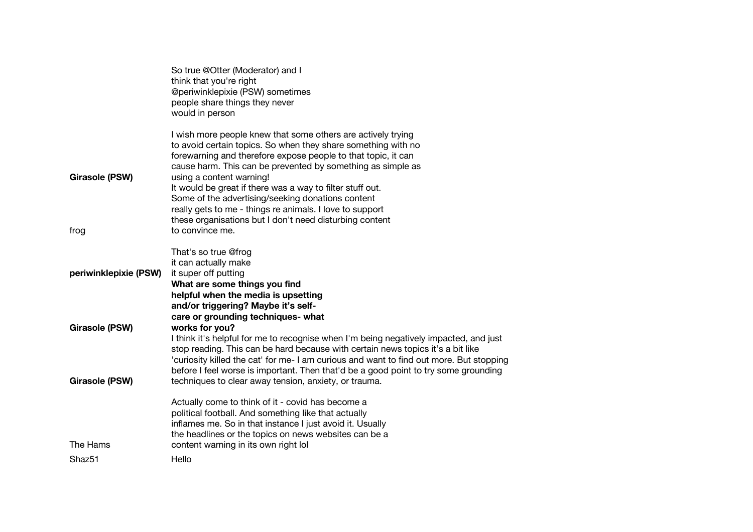| | |
|---|---|
| **Girasole (PSW)** | So true @Otter (Moderator) and I think that you're right @periwinklepixie (PSW) sometimes people share things they never would in person<br><br>I wish more people knew that some others are actively trying to avoid certain topics. So when they share something with no forewarning and therefore expose people to that topic, it can cause harm. This can be prevented by something as simple as using a content warning! |
| frog | It would be great if there was a way to filter stuff out. Some of the advertising/seeking donations content really gets to me - things re animals. I love to support these organisations but I don't need disturbing content to convince me. |
| **periwinklepixie (PSW)** | That's so true @frog it can actually make it super off putting |
| **Girasole (PSW)** | **What are some things you find helpful when the media is upsetting and/or triggering? Maybe it's self-care or grounding techniques- what works for you?** |
| **Girasole (PSW)** | I think it's helpful for me to recognise when I'm being negatively impacted, and just stop reading. This can be hard because with certain news topics it's a bit like 'curiosity killed the cat' for me- I am curious and want to find out more. But stopping before I feel worse is important. Then that'd be a good point to try some grounding techniques to clear away tension, anxiety, or trauma. |
| The Hams | Actually come to think of it - covid has become a political football. And something like that actually inflames me. So in that instance I just avoid it. Usually the headlines or the topics on news websites can be a content warning in its own right lol |
| Shaz51 | Hello |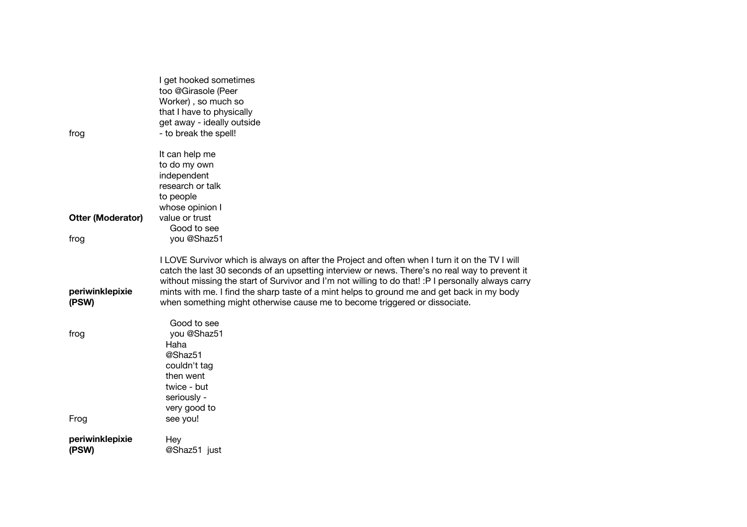| | |
|---|---|
| frog | I get hooked sometimes too @Girasole (Peer Worker) , so much so that I have to physically get away - ideally outside - to break the spell! |
| **Otter (Moderator)** | It can help me to do my own independent research or talk to people whose opinion I value or trust |
| frog | Good to see you @Shaz51 |
| **periwinklepixie (PSW)** | I LOVE Survivor which is always on after the Project and often when I turn it on the TV I will catch the last 30 seconds of an upsetting interview or news. There's no real way to prevent it without missing the start of Survivor and I'm not willing to do that! :P I personally always carry mints with me. I find the sharp taste of a mint helps to ground me and get back in my body when something might otherwise cause me to become triggered or dissociate. |
| frog | Good to see you @Shaz51 |
| Frog | Haha @Shaz51 couldn't tag then went twice - but seriously - very good to see you! |
| **periwinklepixie (PSW)** | Hey @Shaz51 just |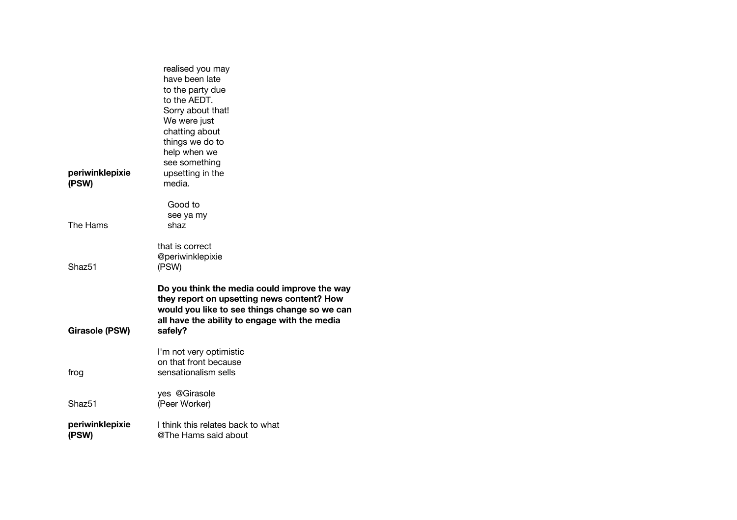**periwinklepixie (PSW)**: realised you may have been late to the party due to the AEDT. Sorry about that! We were just chatting about things we do to help when we see something upsetting in the media.

The Hams: Good to see ya my shaz

Shaz51: that is correct @periwinklepixie (PSW)

**Girasole (PSW)**: **Do you think the media could improve the way they report on upsetting news content? How would you like to see things change so we can all have the ability to engage with the media safely?**

frog: I'm not very optimistic on that front because sensationalism sells

Shaz51: yes @Girasole (Peer Worker)

**periwinklepixie (PSW)**: I think this relates back to what @The Hams said about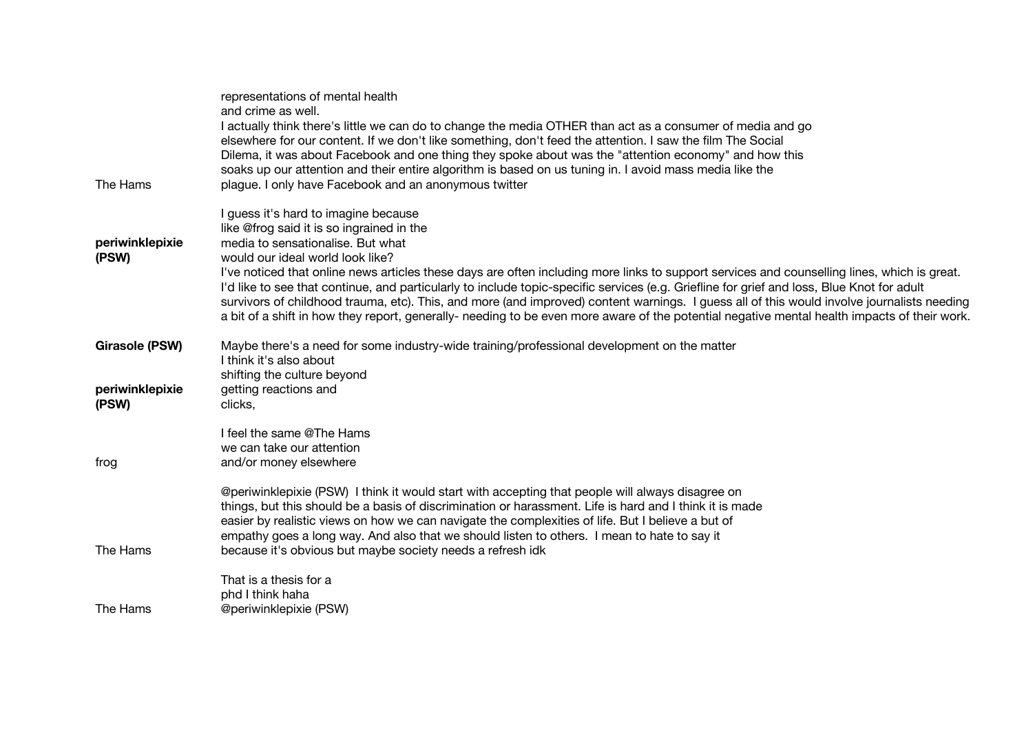| | |
|---|---|
| The Hams | representations of mental health and crime as well. I actually think there's little we can do to change the media OTHER than act as a consumer of media and go elsewhere for our content. If we don't like something, don't feed the attention. I saw the film The Social Dilema, it was about Facebook and one thing they spoke about was the "attention economy" and how this soaks up our attention and their entire algorithm is based on us tuning in. I avoid mass media like the plague. I only have Facebook and an anonymous twitter |
| **periwinklepixie (PSW)** | I guess it's hard to imagine because like @frog said it is so ingrained in the media to sensationalise. But what would our ideal world look like? I've noticed that online news articles these days are often including more links to support services and counselling lines, which is great. I'd like to see that continue, and particularly to include topic-specific services (e.g. Griefline for grief and loss, Blue Knot for adult survivors of childhood trauma, etc). This, and more (and improved) content warnings. I guess all of this would involve journalists needing a bit of a shift in how they report, generally- needing to be even more aware of the potential negative mental health impacts of their work. |
| **Girasole (PSW)** | Maybe there's a need for some industry-wide training/professional development on the matter |
| **periwinklepixie (PSW)** | I think it's also about shifting the culture beyond getting reactions and clicks, |
| frog | I feel the same @The Hams we can take our attention and/or money elsewhere |
| The Hams | @periwinklepixie (PSW) I think it would start with accepting that people will always disagree on things, but this should be a basis of discrimination or harassment. Life is hard and I think it is made easier by realistic views on how we can navigate the complexities of life. But I believe a but of empathy goes a long way. And also that we should listen to others. I mean to hate to say it because it's obvious but maybe society needs a refresh idk |
| The Hams | That is a thesis for a phd I think haha @periwinklepixie (PSW) |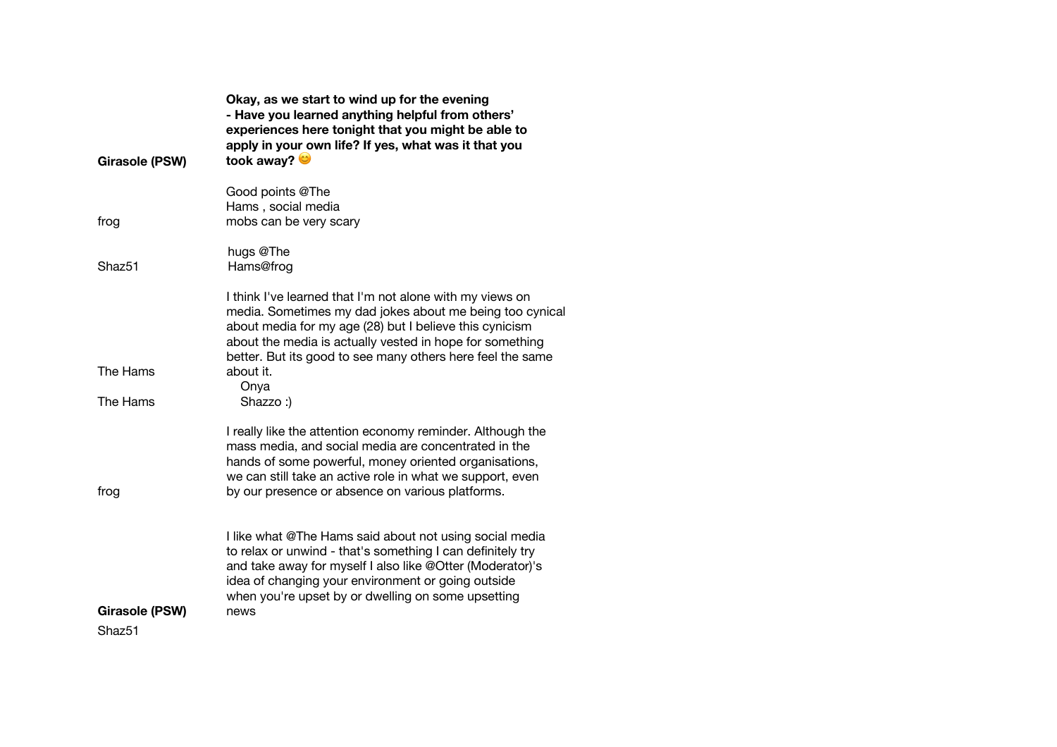**Girasole (PSW)**: **Okay, as we start to wind up for the evening - Have you learned anything helpful from others' experiences here tonight that you might be able to apply in your own life? If yes, what was it that you took away?** 😊

frog: Good points @The Hams , social media mobs can be very scary

Shaz51: hugs @The Hams@frog

The Hams: I think I've learned that I'm not alone with my views on media. Sometimes my dad jokes about me being too cynical about media for my age (28) but I believe this cynicism about the media is actually vested in hope for something better. But its good to see many others here feel the same about it.

The Hams: Onya Shazzo :)

frog: I really like the attention economy reminder. Although the mass media, and social media are concentrated in the hands of some powerful, money oriented organisations, we can still take an active role in what we support, even by our presence or absence on various platforms.

**Girasole (PSW)**: I like what @The Hams said about not using social media to relax or unwind - that's something I can definitely try and take away for myself I also like @Otter (Moderator)'s idea of changing your environment or going outside when you're upset by or dwelling on some upsetting news

Shaz51: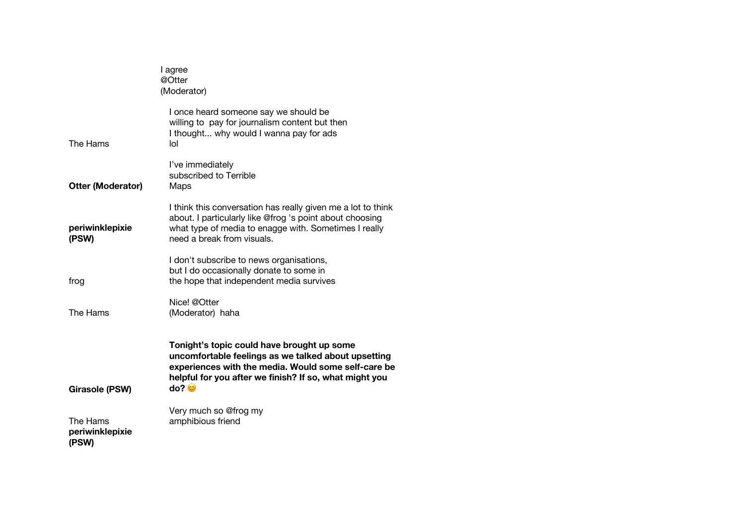I agree
@Otter
(Moderator)

| | |
|---|---|
| The Hams | I once heard someone say we should be willing to pay for journalism content but then I thought... why would I wanna pay for ads lol |
| **Otter (Moderator)** | I've immediately subscribed to Terrible Maps |
| **periwinklepixie (PSW)** | I think this conversation has really given me a lot to think about. I particularly like @frog 's point about choosing what type of media to enagge with. Sometimes I really need a break from visuals. |
| frog | I don't subscribe to news organisations, but I do occasionally donate to some in the hope that independent media survives |
| The Hams | Nice! @Otter (Moderator) haha |
| **Girasole (PSW)** | **Tonight's topic could have brought up some uncomfortable feelings as we talked about upsetting experiences with the media. Would some self-care be helpful for you after we finish? If so, what might you do?** 😊 |
| The Hams | Very much so @frog my amphibious friend |
| **periwinklepixie (PSW)** | |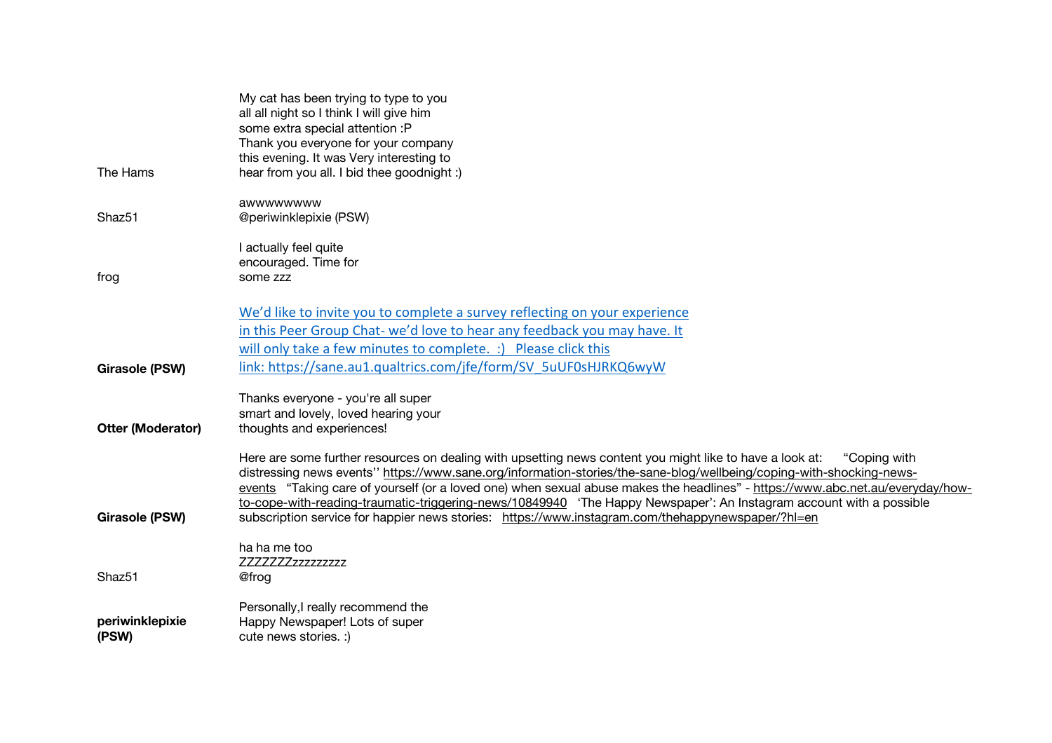| | |
|---|---|
| The Hams | My cat has been trying to type to you all all night so I think I will give him some extra special attention :P Thank you everyone for your company this evening. It was Very interesting to hear from you all. I bid thee goodnight :) |
| Shaz51 | awwwwwwww @periwinklepixie (PSW) |
| frog | I actually feel quite encouraged. Time for some zzz |
| **Girasole (PSW)** | We'd like to invite you to complete a survey reflecting on your experience in this Peer Group Chat- we'd love to hear any feedback you may have. It will only take a few minutes to complete. :) Please click this link: https://sane.au1.qualtrics.com/jfe/form/SV_5uUF0sHJRKQ6wyW |
| **Otter (Moderator)** | Thanks everyone - you're all super smart and lovely, loved hearing your thoughts and experiences! |
| **Girasole (PSW)** | Here are some further resources on dealing with upsetting news content you might like to have a look at: "Coping with distressing news events'' https://www.sane.org/information-stories/the-sane-blog/wellbeing/coping-with-shocking-news-events "Taking care of yourself (or a loved one) when sexual abuse makes the headlines" - https://www.abc.net.au/everyday/how-to-cope-with-reading-traumatic-triggering-news/10849940 'The Happy Newspaper': An Instagram account with a possible subscription service for happier news stories: https://www.instagram.com/thehappynewspaper/?hl=en |
| Shaz51 | ha ha me too ZZZZZZZzzzzzzzzz @frog |
| **periwinklepixie (PSW)** | Personally,I really recommend the Happy Newspaper! Lots of super cute news stories. :) |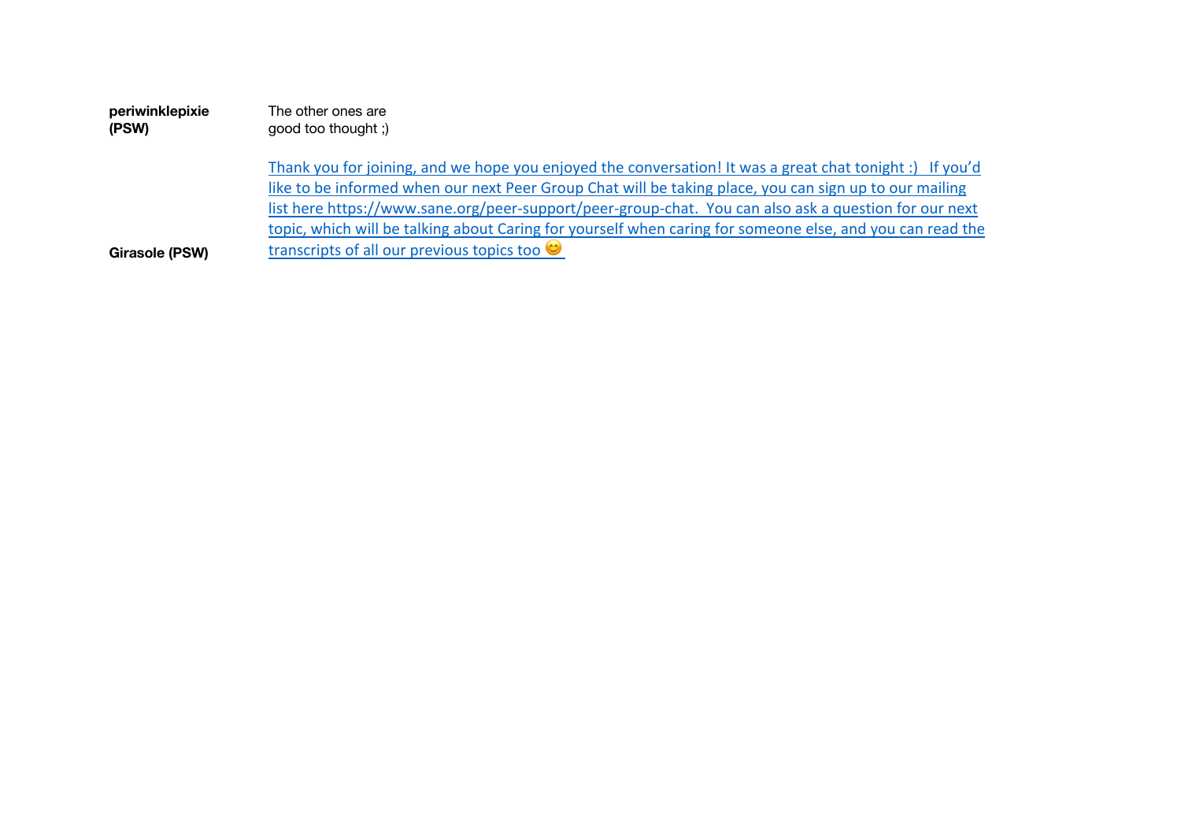| | |
|---|---|
| **periwinklepixie (PSW)** | The other ones are good too thought ;) |
| **Girasole (PSW)** | Thank you for joining, and we hope you enjoyed the conversation! It was a great chat tonight :) If you'd like to be informed when our next Peer Group Chat will be taking place, you can sign up to our mailing list here https://www.sane.org/peer-support/peer-group-chat. You can also ask a question for our next topic, which will be talking about Caring for yourself when caring for someone else, and you can read the transcripts of all our previous topics too 😊 |